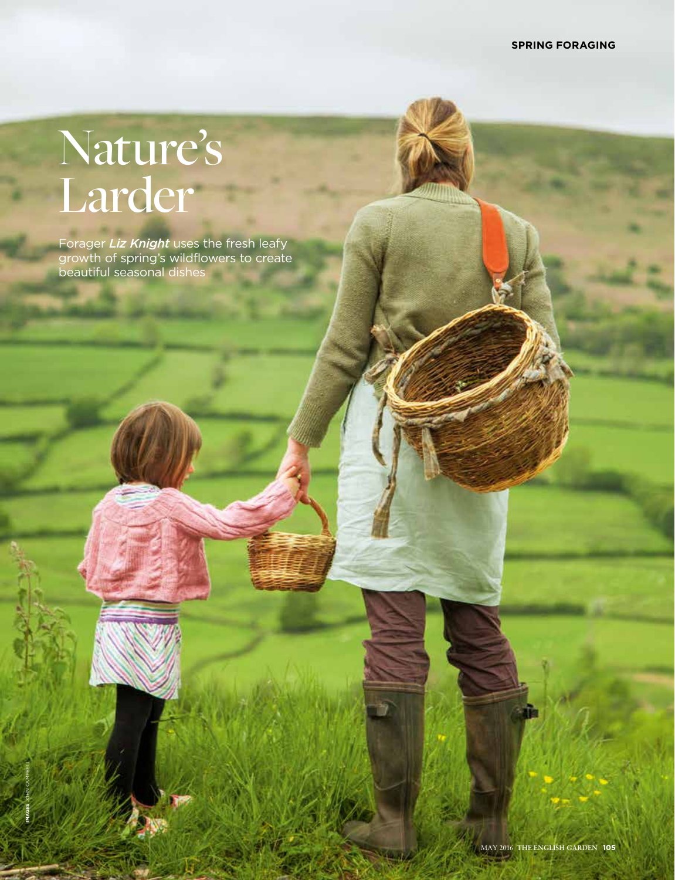# Nature's Larder

Forager ***Liz Knight*** uses the fresh leafy growth of spring's wildflowers to create beautiful seasonal dishes

**IMAGES** JOHN CAMPBELL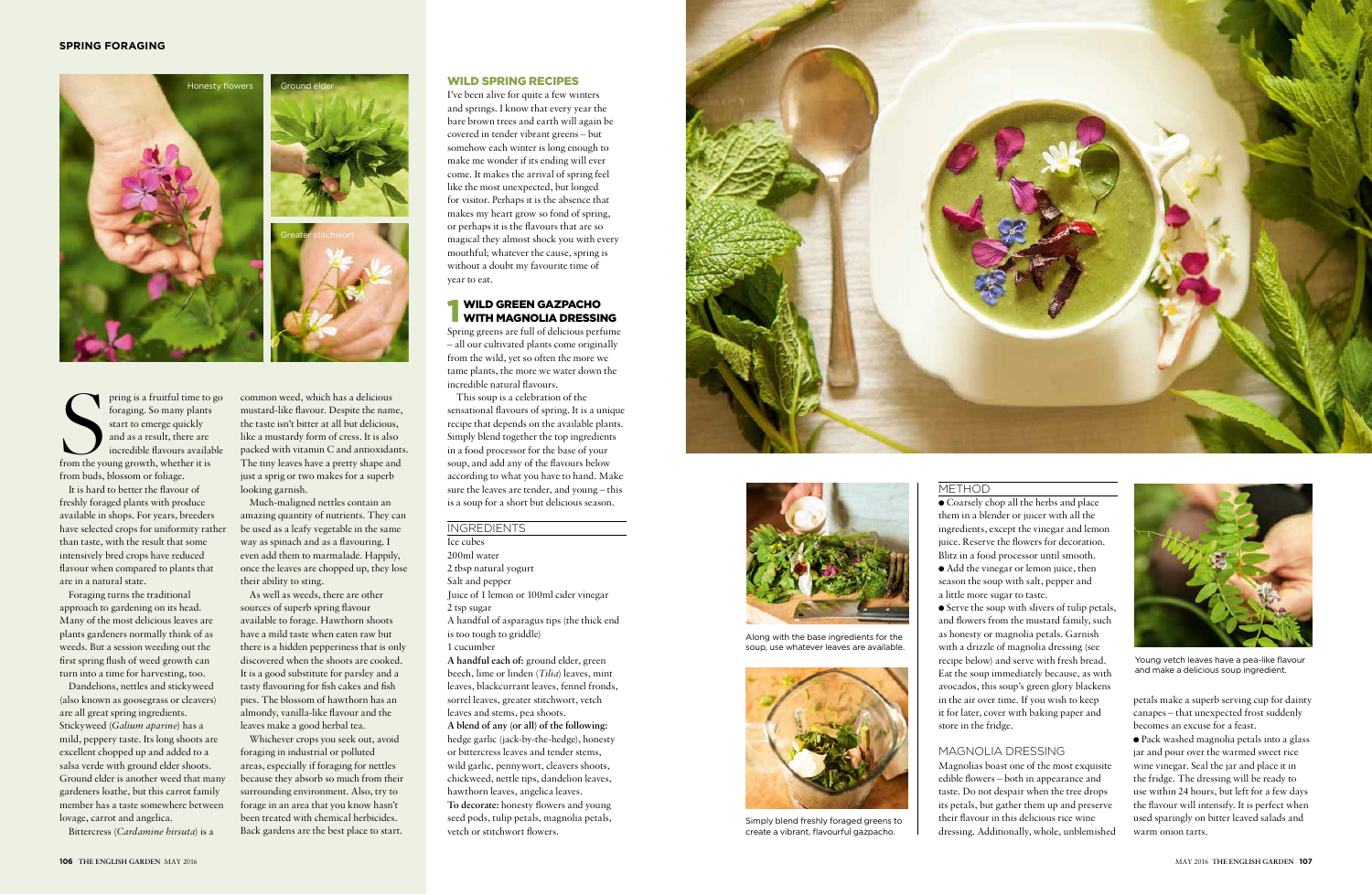Honesty flowers

Ground elder

Greater stitchwort

Spring is a fruitful time to go foraging. So many plants start to emerge quickly and as a result, there are incredible flavours available from the young growth, whether it is from buds, blossom or foliage.

It is hard to better the flavour of freshly foraged plants with produce available in shops. For years, breeders have selected crops for uniformity rather than taste, with the result that some intensively bred crops have reduced flavour when compared to plants that are in a natural state.

Foraging turns the traditional approach to gardening on its head. Many of the most delicious leaves are plants gardeners normally think of as weeds. But a session weeding out the first spring flush of weed growth can turn into a time for harvesting, too.

Dandelions, nettles and stickyweed (also known as goosegrass or cleavers) are all great spring ingredients. Stickyweed (*Galium aparine*) has a mild, peppery taste. Its long shoots are excellent chopped up and added to a salsa verde with ground elder shoots. Ground elder is another weed that many gardeners loathe, but this carrot family member has a taste somewhere between lovage, carrot and angelica.

Bittercress (*Cardamine hirsuta*) is a common weed, which has a delicious mustard-like flavour. Despite the name, the taste isn't bitter at all but delicious, like a mustardy form of cress. It is also packed with vitamin C and antioxidants. The tiny leaves have a pretty shape and just a sprig or two makes for a superb looking garnish.

Much-maligned nettles contain an amazing quantity of nutrients. They can be used as a leafy vegetable in the same way as spinach and as a flavouring. I even add them to marmalade. Happily, once the leaves are chopped up, they lose their ability to sting.

As well as weeds, there are other sources of superb spring flavour available to forage. Hawthorn shoots have a mild taste when eaten raw but there is a hidden pepperiness that is only discovered when the shoots are cooked. It is a good substitute for parsley and a tasty flavouring for fish cakes and fish pies. The blossom of hawthorn has an almondy, vanilla-like flavour and the leaves make a good herbal tea.

Whichever crops you seek out, avoid foraging in industrial or polluted areas, especially if foraging for nettles because they absorb so much from their surrounding environment. Also, try to forage in an area that you know hasn't been treated with chemical herbicides. Back gardens are the best place to start.

## WILD SPRING RECIPES

I've been alive for quite a few winters and springs. I know that every year the bare brown trees and earth will again be covered in tender vibrant greens – but somehow each winter is long enough to make me wonder if its ending will ever come. It makes the arrival of spring feel like the most unexpected, but longed for visitor. Perhaps it is the absence that makes my heart grow so fond of spring, or perhaps it is the flavours that are so magical they almost shock you with every mouthful; whatever the cause, spring is without a doubt my favourite time of year to eat.

### 1 WILD GREEN GAZPACHO WITH MAGNOLIA DRESSING

Spring greens are full of delicious perfume – all our cultivated plants come originally from the wild, yet so often the more we tame plants, the more we water down the incredible natural flavours.

This soup is a celebration of the sensational flavours of spring. It is a unique recipe that depends on the available plants. Simply blend together the top ingredients in a food processor for the base of your soup, and add any of the flavours below according to what you have to hand. Make sure the leaves are tender, and young – this is a soup for a short but delicious season.

#### INGREDIENTS

Ice cubes
200ml water
2 tbsp natural yogurt
Salt and pepper
Juice of 1 lemon or 100ml cider vinegar
2 tsp sugar
A handful of asparagus tips (the thick end is too tough to griddle)
1 cucumber

**A handful each of:** ground elder, green beech, lime or linden (*Tilia*) leaves, mint leaves, blackcurrant leaves, fennel fronds, sorrel leaves, greater stitchwort, vetch leaves and stems, pea shoots.

**A blend of any (or all) of the following:** hedge garlic (jack-by-the-hedge), honesty or bittercress leaves and tender stems, wild garlic, pennywort, cleavers shoots, chickweed, nettle tips, dandelion leaves, hawthorn leaves, angelica leaves.

**To decorate:** honesty flowers and young seed pods, tulip petals, magnolia petals, vetch or stitchwort flowers.

Along with the base ingredients for the soup, use whatever leaves are available.

Simply blend freshly foraged greens to create a vibrant, flavourful gazpacho.

#### METHOD

- Coarsely chop all the herbs and place them in a blender or juicer with all the ingredients, except the vinegar and lemon juice. Reserve the flowers for decoration. Blitz in a food processor until smooth.
- Add the vinegar or lemon juice, then season the soup with salt, pepper and a little more sugar to taste.
- Serve the soup with slivers of tulip petals, and flowers from the mustard family, such as honesty or magnolia petals. Garnish with a drizzle of magnolia dressing (see recipe below) and serve with fresh bread. Eat the soup immediately because, as with avocados, this soup's green glory blackens in the air over time. If you wish to keep it for later, cover with baking paper and store in the fridge.

#### MAGNOLIA DRESSING

Magnolias boast one of the most exquisite edible flowers – both in appearance and taste. Do not despair when the tree drops its petals, but gather them up and preserve their flavour in this delicious rice wine dressing. Additionally, whole, unblemished petals make a superb serving cup for dainty canapes – that unexpected frost suddenly becomes an excuse for a feast.

- Pack washed magnolia petals into a glass jar and pour over the warmed sweet rice wine vinegar. Seal the jar and place it in the fridge. The dressing will be ready to use within 24 hours, but left for a few days the flavour will intensify. It is perfect when used sparingly on bitter leaved salads and warm onion tarts.

Young vetch leaves have a pea-like flavour and make a delicious soup ingredient.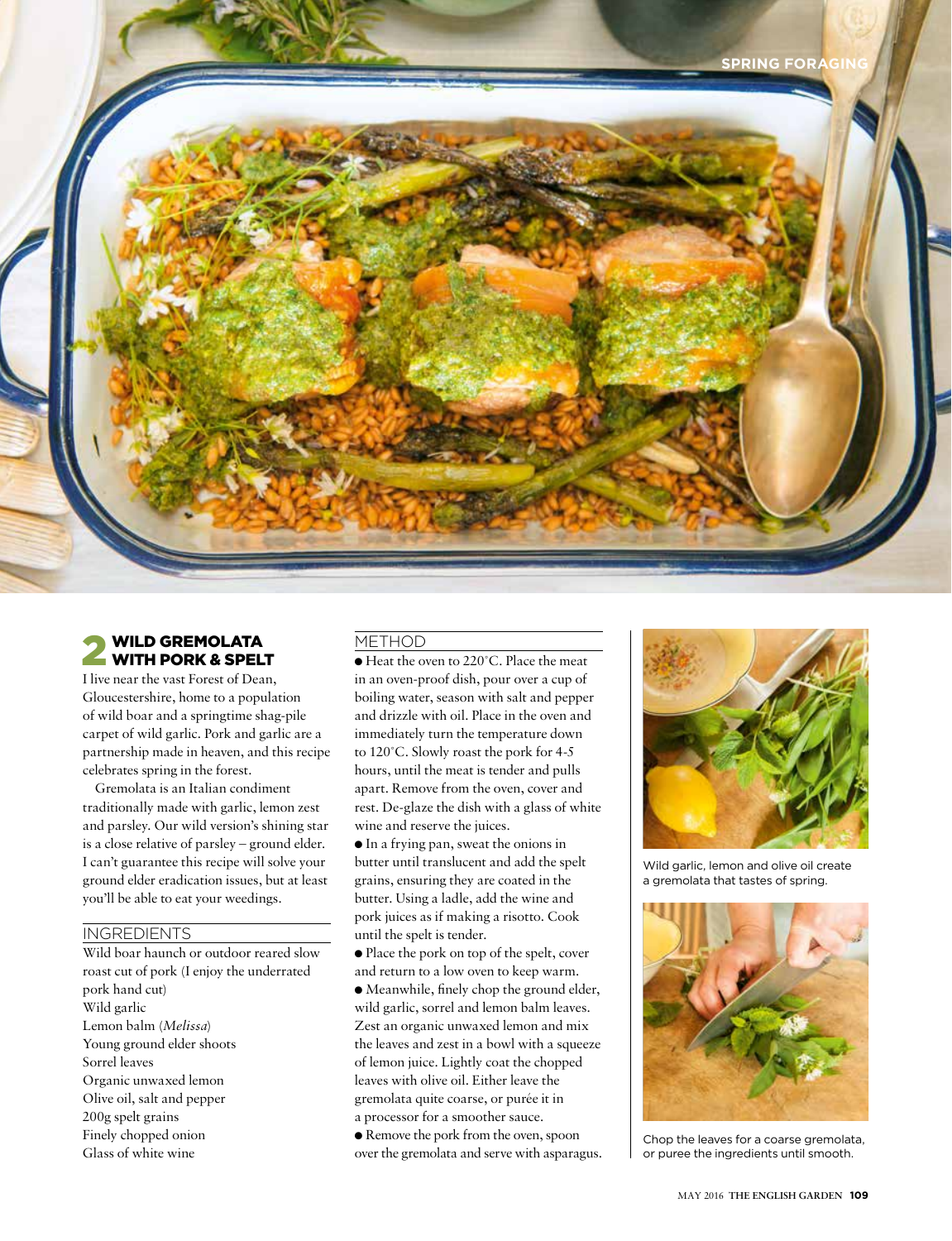## 2 WILD GREMOLATA WITH PORK & SPELT

I live near the vast Forest of Dean, Gloucestershire, home to a population of wild boar and a springtime shag-pile carpet of wild garlic. Pork and garlic are a partnership made in heaven, and this recipe celebrates spring in the forest.

Gremolata is an Italian condiment traditionally made with garlic, lemon zest and parsley. Our wild version's shining star is a close relative of parsley – ground elder. I can't guarantee this recipe will solve your ground elder eradication issues, but at least you'll be able to eat your weedings.

### INGREDIENTS

Wild boar haunch or outdoor reared slow roast cut of pork (I enjoy the underrated pork hand cut)
Wild garlic
Lemon balm (*Melissa*)
Young ground elder shoots
Sorrel leaves
Organic unwaxed lemon
Olive oil, salt and pepper
200g spelt grains
Finely chopped onion
Glass of white wine

### METHOD

- Heat the oven to 220˚C. Place the meat in an oven-proof dish, pour over a cup of boiling water, season with salt and pepper and drizzle with oil. Place in the oven and immediately turn the temperature down to 120˚C. Slowly roast the pork for 4-5 hours, until the meat is tender and pulls apart. Remove from the oven, cover and rest. De-glaze the dish with a glass of white wine and reserve the juices.
- In a frying pan, sweat the onions in butter until translucent and add the spelt grains, ensuring they are coated in the butter. Using a ladle, add the wine and pork juices as if making a risotto. Cook until the spelt is tender.
- Place the pork on top of the spelt, cover and return to a low oven to keep warm.
- Meanwhile, finely chop the ground elder, wild garlic, sorrel and lemon balm leaves. Zest an organic unwaxed lemon and mix the leaves and zest in a bowl with a squeeze of lemon juice. Lightly coat the chopped leaves with olive oil. Either leave the gremolata quite coarse, or purée it in a processor for a smoother sauce.
- Remove the pork from the oven, spoon over the gremolata and serve with asparagus.

Wild garlic, lemon and olive oil create a gremolata that tastes of spring.

Chop the leaves for a coarse gremolata, or puree the ingredients until smooth.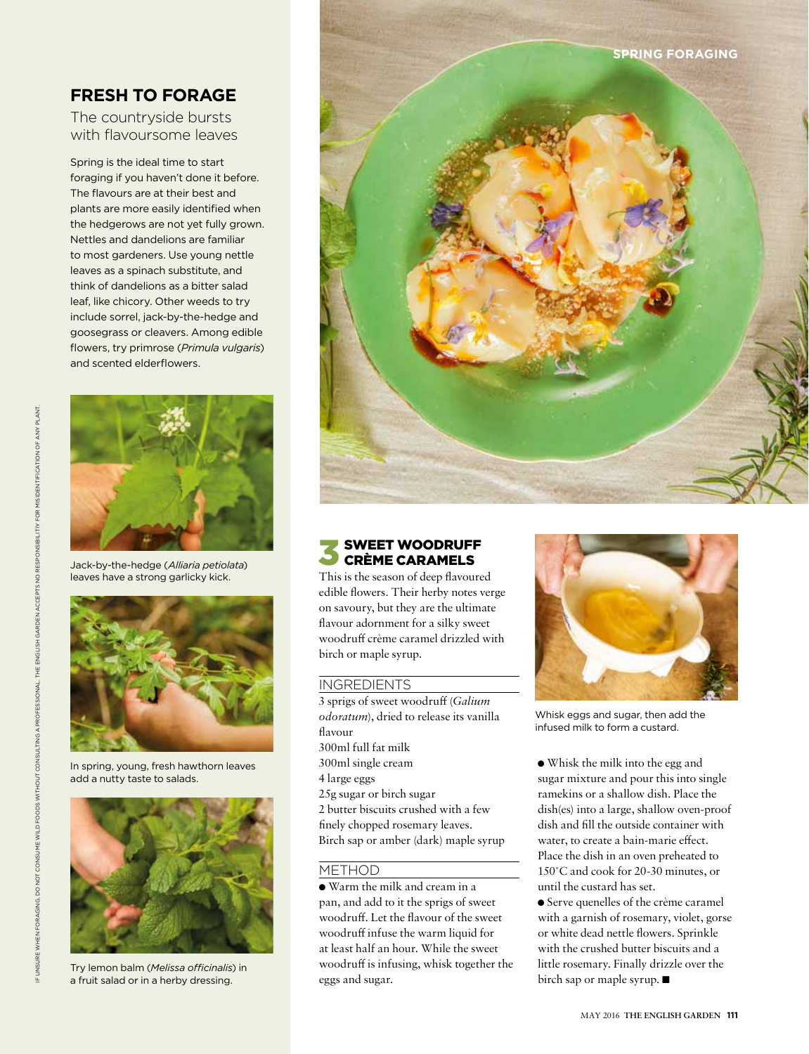## FRESH TO FORAGE

The countryside bursts with flavoursome leaves

Spring is the ideal time to start foraging if you haven't done it before. The flavours are at their best and plants are more easily identified when the hedgerows are not yet fully grown. Nettles and dandelions are familiar to most gardeners. Use young nettle leaves as a spinach substitute, and think of dandelions as a bitter salad leaf, like chicory. Other weeds to try include sorrel, jack-by-the-hedge and goosegrass or cleavers. Among edible flowers, try primrose (*Primula vulgaris*) and scented elderflowers.

Jack-by-the-hedge (*Alliaria petiolata*) leaves have a strong garlicky kick.

In spring, young, fresh hawthorn leaves add a nutty taste to salads.

Try lemon balm (*Melissa officinalis*) in a fruit salad or in a herby dressing.

IF UNSURE WHEN FORAGING, DO NOT CONSUME WILD FOODS WITHOUT CONSULTING A PROFESSIONAL. THE ENGLISH GARDEN ACCEPTS NO RESPONSIBILITY FOR MISIDENTIFICATION OF ANY PLANT.

## 3 SWEET WOODRUFF CRÈME CARAMELS

This is the season of deep flavoured edible flowers. Their herby notes verge on savoury, but they are the ultimate flavour adornment for a silky sweet woodruff crème caramel drizzled with birch or maple syrup.

### INGREDIENTS

3 sprigs of sweet woodruff (*Galium odoratum*), dried to release its vanilla flavour
300ml full fat milk
300ml single cream
4 large eggs
25g sugar or birch sugar
2 butter biscuits crushed with a few finely chopped rosemary leaves.
Birch sap or amber (dark) maple syrup

### METHOD

- Warm the milk and cream in a pan, and add to it the sprigs of sweet woodruff. Let the flavour of the sweet woodruff infuse the warm liquid for at least half an hour. While the sweet woodruff is infusing, whisk together the eggs and sugar.

Whisk eggs and sugar, then add the infused milk to form a custard.

- Whisk the milk into the egg and sugar mixture and pour this into single ramekins or a shallow dish. Place the dish(es) into a large, shallow oven-proof dish and fill the outside container with water, to create a bain-marie effect. Place the dish in an oven preheated to 150°C and cook for 20-30 minutes, or until the custard has set.
- Serve quenelles of the crème caramel with a garnish of rosemary, violet, gorse or white dead nettle flowers. Sprinkle with the crushed butter biscuits and a little rosemary. Finally drizzle over the birch sap or maple syrup. ■